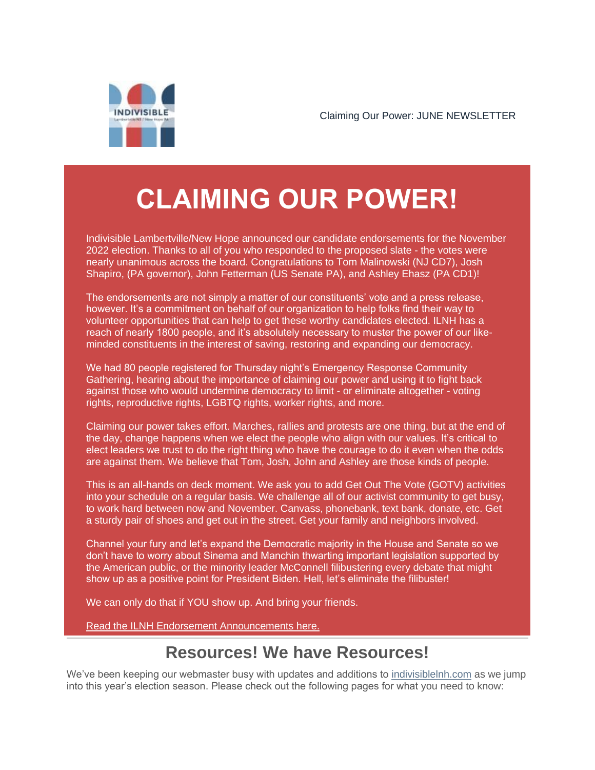Claiming Our Power: JUNE NEWSLETTER

# CLAIMING OUR POWER!

Indivisible Lambertville/New Hope announced our candidate endorsements for the November 2022 election. Thanks to all of you who responded to the proposed slate - the votes were nearly unanimous across the board. Congratulations to Tom Malinowski (NJ CD7), Josh Shapiro, (PA governor), John Fetterman (US Senate PA), and Ashley Ehasz (PA CD1)!

The endorsements are not simply a matter of our constituents' vote and a press release, however. It's a commitment on behalf of our organization to help folks find their way to volunteer opportunities that can help to get these worthy candidates elected. ILNH has a reach of nearly 1800 people, and it's absolutely necessary to muster the power of our like-minded constituents in the interest of saving, restoring and expanding our democracy.

We had 80 people registered for Thursday night's Emergency Response Community Gathering, hearing about the importance of claiming our power and using it to fight back against those who would undermine democracy to limit - or eliminate altogether - voting rights, reproductive rights, LGBTQ rights, worker rights, and more.

Claiming our power takes effort. Marches, rallies and protests are one thing, but at the end of the day, change happens when we elect the people who align with our values. It's critical to elect leaders we trust to do the right thing who have the courage to do it even when the odds are against them. We believe that Tom, Josh, John and Ashley are those kinds of people.

This is an all-hands on deck moment. We ask you to add Get Out The Vote (GOTV) activities into your schedule on a regular basis. We challenge all of our activist community to get busy, to work hard between now and November. Canvass, phonebank, text bank, donate, etc. Get a sturdy pair of shoes and get out in the street. Get your family and neighbors involved.

Channel your fury and let's expand the Democratic majority in the House and Senate so we don't have to worry about Sinema and Manchin thwarting important legislation supported by the American public, or the minority leader McConnell filibustering every debate that might show up as a positive point for President Biden. Hell, let's eliminate the filibuster!

We can only do that if YOU show up. And bring your friends.

[Read the ILNH Endorsement Announcements here.]

## Resources! We have Resources!

We've been keeping our webmaster busy with updates and additions to indivisiblelnh.com as we jump into this year's election season. Please check out the following pages for what you need to know: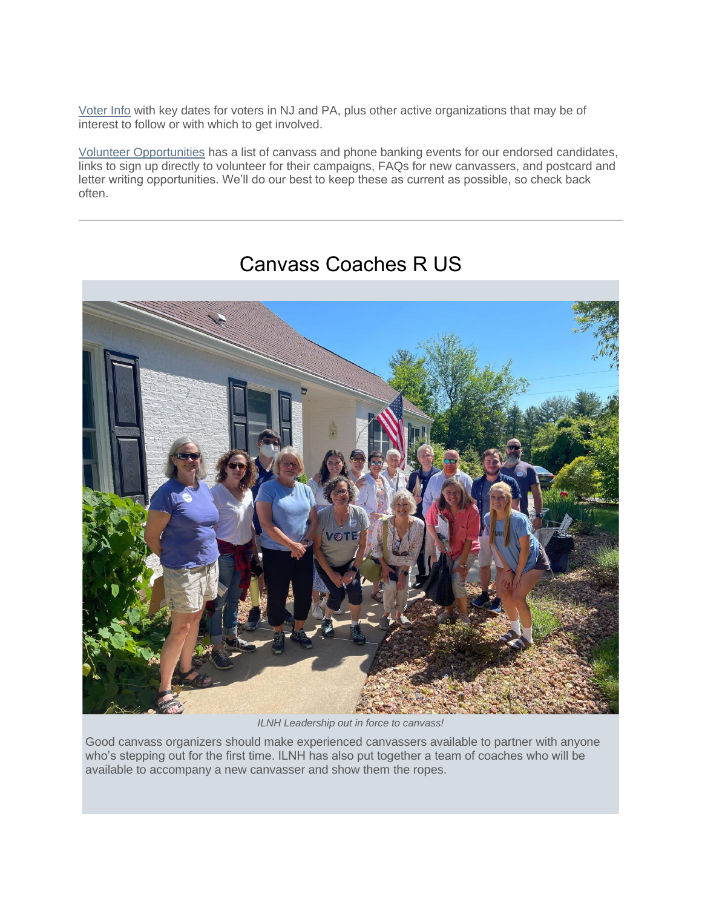[Voter Info] with key dates for voters in NJ and PA, plus other active organizations that may be of interest to follow or with which to get involved.

[Volunteer Opportunities] has a list of canvass and phone banking events for our endorsed candidates, links to sign up directly to volunteer for their campaigns, FAQs for new canvassers, and postcard and letter writing opportunities. We'll do our best to keep these as current as possible, so check back often.

---

# Canvass Coaches R US

*ILNH Leadership out in force to canvass!*

Good canvass organizers should make experienced canvassers available to partner with anyone who's stepping out for the first time. ILNH has also put together a team of coaches who will be available to accompany a new canvasser and show them the ropes.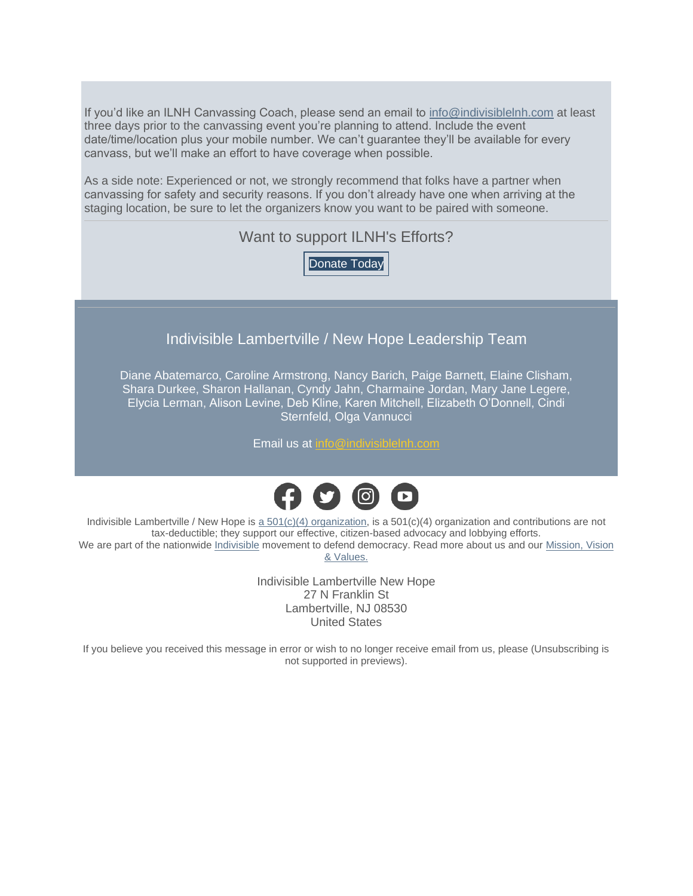If you'd like an ILNH Canvassing Coach, please send an email to info@indivisiblelnh.com at least three days prior to the canvassing event you're planning to attend. Include the event date/time/location plus your mobile number. We can't guarantee they'll be available for every canvass, but we'll make an effort to have coverage when possible.

As a side note: Experienced or not, we strongly recommend that folks have a partner when canvassing for safety and security reasons. If you don't already have one when arriving at the staging location, be sure to let the organizers know you want to be paired with someone.

---

## Want to support ILNH's Efforts?

Donate Today

---

## Indivisible Lambertville / New Hope Leadership Team

Diane Abatemarco, Caroline Armstrong, Nancy Barich, Paige Barnett, Elaine Clisham, Shara Durkee, Sharon Hallanan, Cyndy Jahn, Charmaine Jordan, Mary Jane Legere, Elycia Lerman, Alison Levine, Deb Kline, Karen Mitchell, Elizabeth O'Donnell, Cindi Sternfeld, Olga Vannucci

Email us at info@indivisiblelnh.com

Indivisible Lambertville / New Hope is a 501(c)(4) organization, is a 501(c)(4) organization and contributions are not tax-deductible; they support our effective, citizen-based advocacy and lobbying efforts.
We are part of the nationwide Indivisible movement to defend democracy. Read more about us and our Mission, Vision & Values.

Indivisible Lambertville New Hope
27 N Franklin St
Lambertville, NJ 08530
United States

If you believe you received this message in error or wish to no longer receive email from us, please (Unsubscribing is not supported in previews).